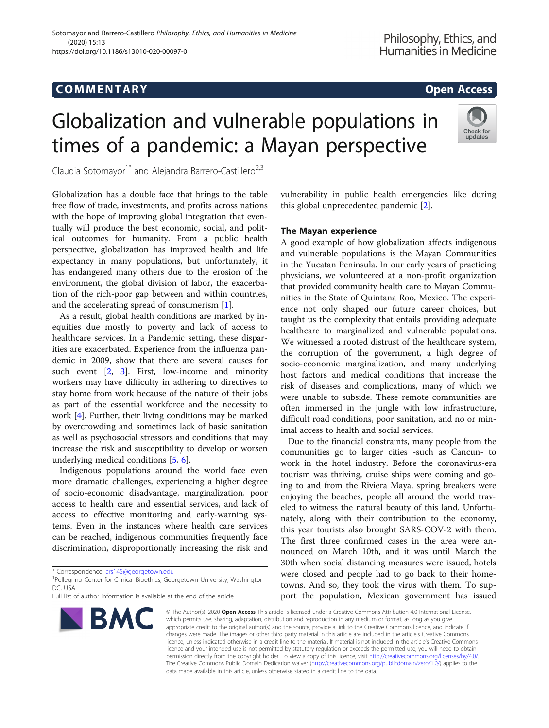COMMENTARY

Open Access

# Globalization and vulnerable populations in times of a pandemic: a Mayan perspective

Claudia Sotomayor[1*] and Alejandra Barrero-Castillero[2,3]

Globalization has a double face that brings to the table free flow of trade, investments, and profits across nations with the hope of improving global integration that eventually will produce the best economic, social, and political outcomes for humanity. From a public health perspective, globalization has improved health and life expectancy in many populations, but unfortunately, it has endangered many others due to the erosion of the environment, the global division of labor, the exacerbation of the rich-poor gap between and within countries, and the accelerating spread of consumerism [1].

As a result, global health conditions are marked by inequities due mostly to poverty and lack of access to healthcare services. In a Pandemic setting, these disparities are exacerbated. Experience from the influenza pandemic in 2009, show that there are several causes for such event [2, 3]. First, low-income and minority workers may have difficulty in adhering to directives to stay home from work because of the nature of their jobs as part of the essential workforce and the necessity to work [4]. Further, their living conditions may be marked by overcrowding and sometimes lack of basic sanitation as well as psychosocial stressors and conditions that may increase the risk and susceptibility to develop or worsen underlying medical conditions [5, 6].

Indigenous populations around the world face even more dramatic challenges, experiencing a higher degree of socio-economic disadvantage, marginalization, poor access to health care and essential services, and lack of access to effective monitoring and early-warning systems. Even in the instances where health care services can be reached, indigenous communities frequently face discrimination, disproportionally increasing the risk and vulnerability in public health emergencies like during this global unprecedented pandemic [2].

## The Mayan experience

A good example of how globalization affects indigenous and vulnerable populations is the Mayan Communities in the Yucatan Peninsula. In our early years of practicing physicians, we volunteered at a non-profit organization that provided community health care to Mayan Communities in the State of Quintana Roo, Mexico. The experience not only shaped our future career choices, but taught us the complexity that entails providing adequate healthcare to marginalized and vulnerable populations. We witnessed a rooted distrust of the healthcare system, the corruption of the government, a high degree of socio-economic marginalization, and many underlying host factors and medical conditions that increase the risk of diseases and complications, many of which we were unable to subside. These remote communities are often immersed in the jungle with low infrastructure, difficult road conditions, poor sanitation, and no or minimal access to health and social services.

Due to the financial constraints, many people from the communities go to larger cities -such as Cancun- to work in the hotel industry. Before the coronavirus-era tourism was thriving, cruise ships were coming and going to and from the Riviera Maya, spring breakers were enjoying the beaches, people all around the world traveled to witness the natural beauty of this land. Unfortunately, along with their contribution to the economy, this year tourists also brought SARS-COV-2 with them. The first three confirmed cases in the area were announced on March 10th, and it was until March the 30th when social distancing measures were issued, hotels were closed and people had to go back to their hometowns. And so, they took the virus with them. To support the population, Mexican government has issued

\* Correspondence: crs145@georgetown.edu

[1]Pellegrino Center for Clinical Bioethics, Georgetown University, Washington DC, USA

Full list of author information is available at the end of the article

© The Author(s). 2020 **Open Access** This article is licensed under a Creative Commons Attribution 4.0 International License, which permits use, sharing, adaptation, distribution and reproduction in any medium or format, as long as you give appropriate credit to the original author(s) and the source, provide a link to the Creative Commons licence, and indicate if changes were made. The images or other third party material in this article are included in the article's Creative Commons licence, unless indicated otherwise in a credit line to the material. If material is not included in the article's Creative Commons licence and your intended use is not permitted by statutory regulation or exceeds the permitted use, you will need to obtain permission directly from the copyright holder. To view a copy of this licence, visit http://creativecommons.org/licenses/by/4.0/. The Creative Commons Public Domain Dedication waiver (http://creativecommons.org/publicdomain/zero/1.0/) applies to the data made available in this article, unless otherwise stated in a credit line to the data.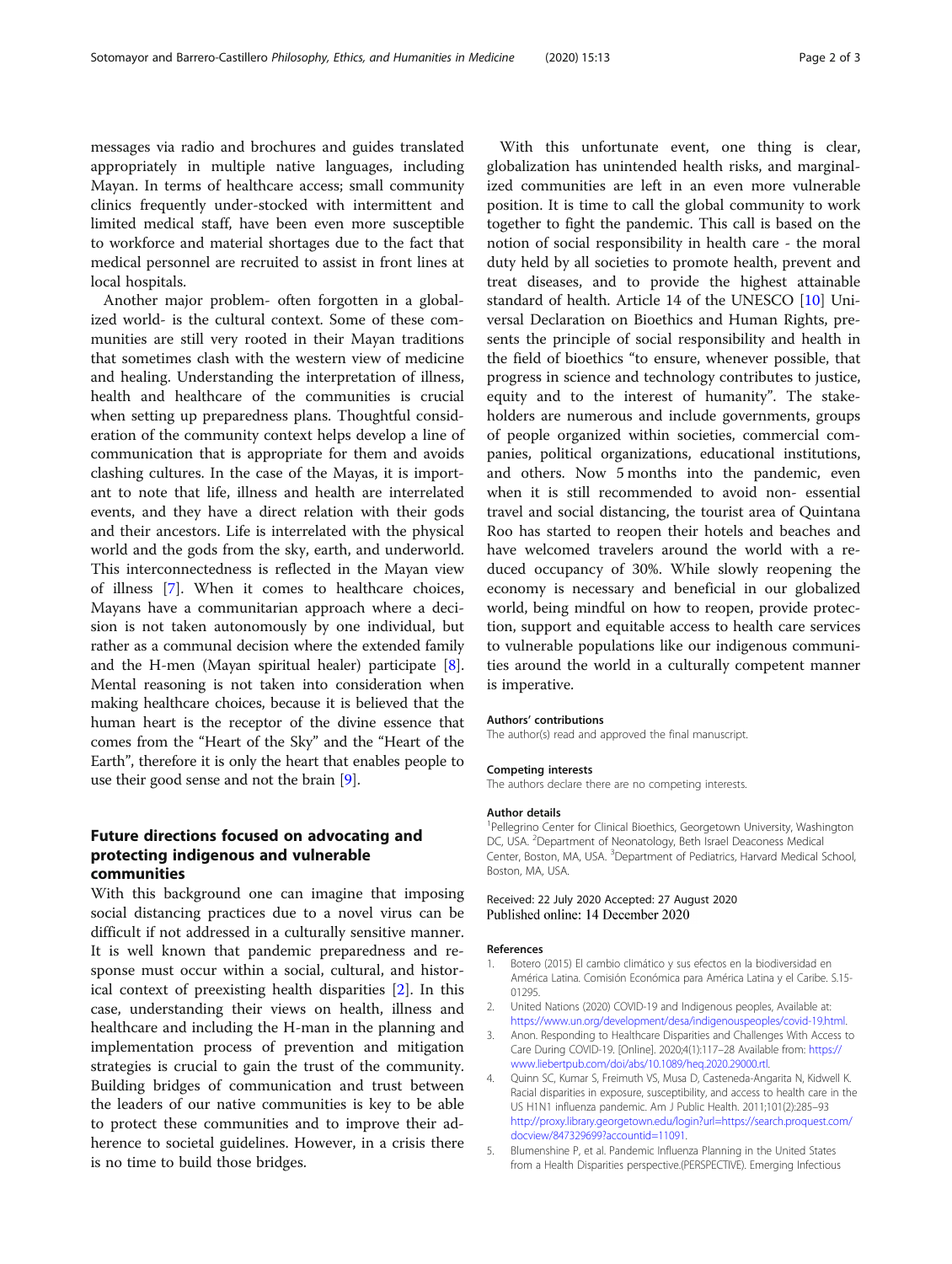messages via radio and brochures and guides translated appropriately in multiple native languages, including Mayan. In terms of healthcare access; small community clinics frequently under-stocked with intermittent and limited medical staff, have been even more susceptible to workforce and material shortages due to the fact that medical personnel are recruited to assist in front lines at local hospitals.

Another major problem- often forgotten in a globalized world- is the cultural context. Some of these communities are still very rooted in their Mayan traditions that sometimes clash with the western view of medicine and healing. Understanding the interpretation of illness, health and healthcare of the communities is crucial when setting up preparedness plans. Thoughtful consideration of the community context helps develop a line of communication that is appropriate for them and avoids clashing cultures. In the case of the Mayas, it is important to note that life, illness and health are interrelated events, and they have a direct relation with their gods and their ancestors. Life is interrelated with the physical world and the gods from the sky, earth, and underworld. This interconnectedness is reflected in the Mayan view of illness [7]. When it comes to healthcare choices, Mayans have a communitarian approach where a decision is not taken autonomously by one individual, but rather as a communal decision where the extended family and the H-men (Mayan spiritual healer) participate [8]. Mental reasoning is not taken into consideration when making healthcare choices, because it is believed that the human heart is the receptor of the divine essence that comes from the "Heart of the Sky" and the "Heart of the Earth", therefore it is only the heart that enables people to use their good sense and not the brain [9].

## Future directions focused on advocating and protecting indigenous and vulnerable communities

With this background one can imagine that imposing social distancing practices due to a novel virus can be difficult if not addressed in a culturally sensitive manner. It is well known that pandemic preparedness and response must occur within a social, cultural, and historical context of preexisting health disparities [2]. In this case, understanding their views on health, illness and healthcare and including the H-man in the planning and implementation process of prevention and mitigation strategies is crucial to gain the trust of the community. Building bridges of communication and trust between the leaders of our native communities is key to be able to protect these communities and to improve their adherence to societal guidelines. However, in a crisis there is no time to build those bridges.

With this unfortunate event, one thing is clear, globalization has unintended health risks, and marginalized communities are left in an even more vulnerable position. It is time to call the global community to work together to fight the pandemic. This call is based on the notion of social responsibility in health care - the moral duty held by all societies to promote health, prevent and treat diseases, and to provide the highest attainable standard of health. Article 14 of the UNESCO [10] Universal Declaration on Bioethics and Human Rights, presents the principle of social responsibility and health in the field of bioethics "to ensure, whenever possible, that progress in science and technology contributes to justice, equity and to the interest of humanity". The stakeholders are numerous and include governments, groups of people organized within societies, commercial companies, political organizations, educational institutions, and others. Now 5 months into the pandemic, even when it is still recommended to avoid non- essential travel and social distancing, the tourist area of Quintana Roo has started to reopen their hotels and beaches and have welcomed travelers around the world with a reduced occupancy of 30%. While slowly reopening the economy is necessary and beneficial in our globalized world, being mindful on how to reopen, provide protection, support and equitable access to health care services to vulnerable populations like our indigenous communities around the world in a culturally competent manner is imperative.

### Authors' contributions

The author(s) read and approved the final manuscript.

### Competing interests

The authors declare there are no competing interests.

### Author details

[1]Pellegrino Center for Clinical Bioethics, Georgetown University, Washington DC, USA. [2]Department of Neonatology, Beth Israel Deaconess Medical Center, Boston, MA, USA. [3]Department of Pediatrics, Harvard Medical School, Boston, MA, USA.

Received: 22 July 2020 Accepted: 27 August 2020
Published online: 14 December 2020

### References

1. Botero (2015) El cambio climático y sus efectos en la biodiversidad en América Latina. Comisión Económica para América Latina y el Caribe. S.15-01295.
2. United Nations (2020) COVID-19 and Indigenous peoples, Available at: https://www.un.org/development/desa/indigenouspeoples/covid-19.html.
3. Anon. Responding to Healthcare Disparities and Challenges With Access to Care During COVID-19. [Online]. 2020;4(1):117–28 Available from: https://www.liebertpub.com/doi/abs/10.1089/heq.2020.29000.rtl.
4. Quinn SC, Kumar S, Freimuth VS, Musa D, Casteneda-Angarita N, Kidwell K. Racial disparities in exposure, susceptibility, and access to health care in the US H1N1 influenza pandemic. Am J Public Health. 2011;101(2):285–93 http://proxy.library.georgetown.edu/login?url=https://search.proquest.com/docview/847329699?accountid=11091.
5. Blumenshine P, et al. Pandemic Influenza Planning in the United States from a Health Disparities perspective.(PERSPECTIVE). Emerging Infectious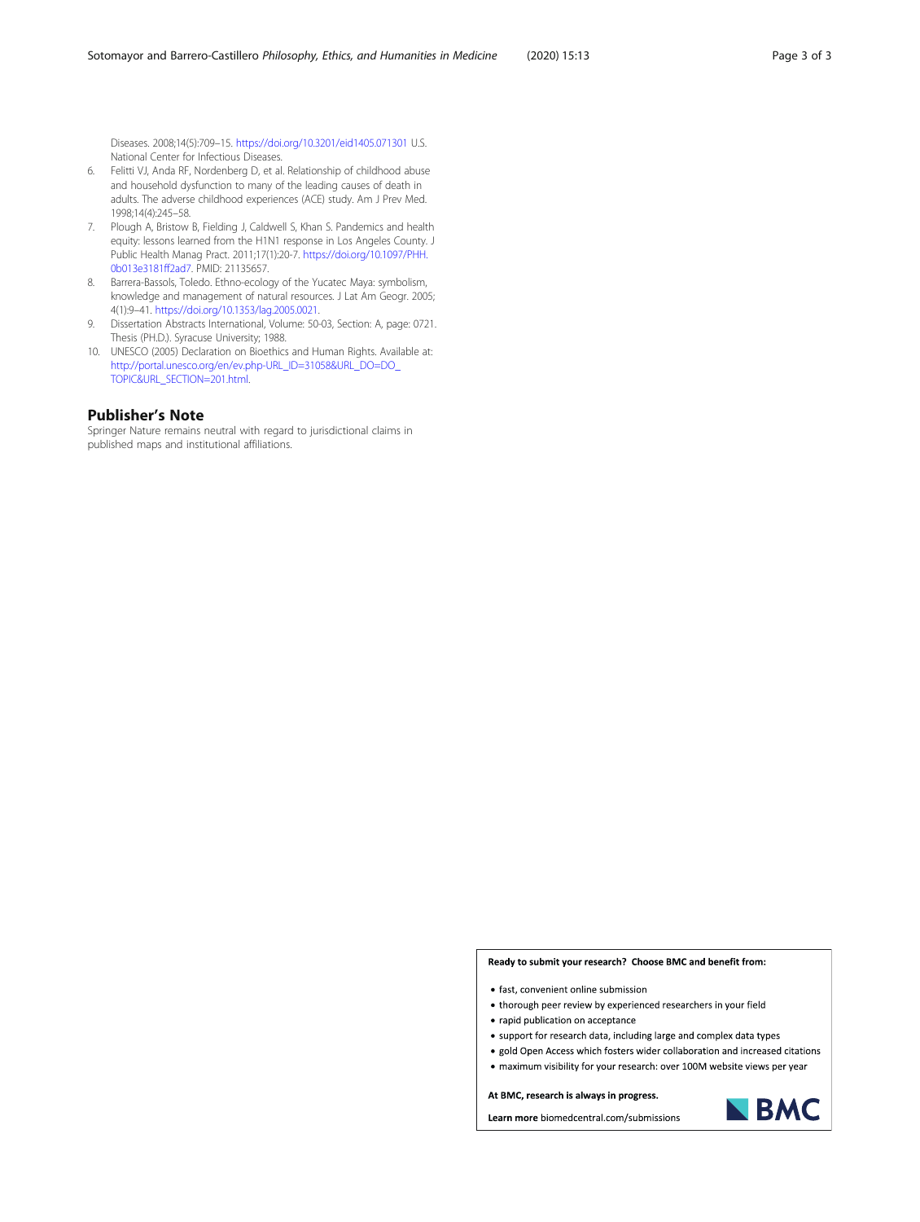Diseases. 2008;14(5):709–15. https://doi.org/10.3201/eid1405.071301 U.S. National Center for Infectious Diseases.

6. Felitti VJ, Anda RF, Nordenberg D, et al. Relationship of childhood abuse and household dysfunction to many of the leading causes of death in adults. The adverse childhood experiences (ACE) study. Am J Prev Med. 1998;14(4):245–58.
7. Plough A, Bristow B, Fielding J, Caldwell S, Khan S. Pandemics and health equity: lessons learned from the H1N1 response in Los Angeles County. J Public Health Manag Pract. 2011;17(1):20-7. https://doi.org/10.1097/PHH.0b013e3181ff2ad7. PMID: 21135657.
8. Barrera-Bassols, Toledo. Ethno-ecology of the Yucatec Maya: symbolism, knowledge and management of natural resources. J Lat Am Geogr. 2005; 4(1):9–41. https://doi.org/10.1353/lag.2005.0021.
9. Dissertation Abstracts International, Volume: 50-03, Section: A, page: 0721. Thesis (PH.D.). Syracuse University; 1988.
10. UNESCO (2005) Declaration on Bioethics and Human Rights. Available at: http://portal.unesco.org/en/ev.php-URL_ID=31058&URL_DO=DO_TOPIC&URL_SECTION=201.html.

## Publisher's Note

Springer Nature remains neutral with regard to jurisdictional claims in published maps and institutional affiliations.

**Ready to submit your research? Choose BMC and benefit from:**

- fast, convenient online submission
- thorough peer review by experienced researchers in your field
- rapid publication on acceptance
- support for research data, including large and complex data types
- gold Open Access which fosters wider collaboration and increased citations
- maximum visibility for your research: over 100M website views per year

**At BMC, research is always in progress.**

**Learn more** biomedcentral.com/submissions

BMC